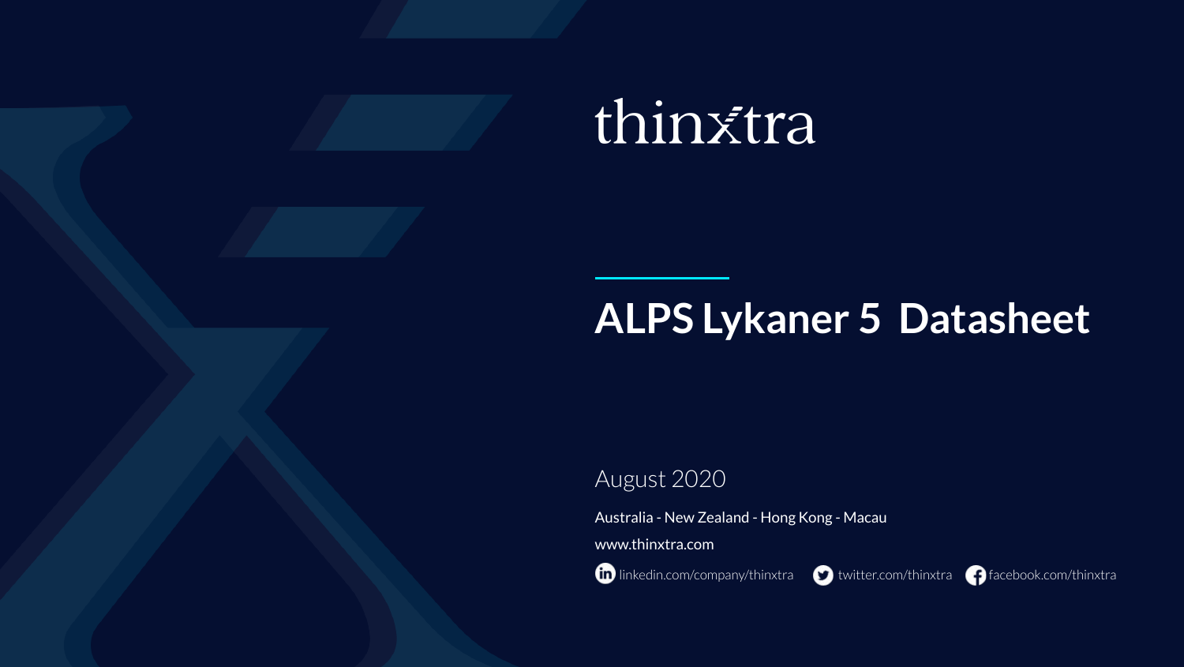thinxtra

# ALPS Lykaner 5 Datasheet

August 2020

Australia - New Zealand - Hong Kong - Macau

www.thinxtra.com

linkedin.com/company/thinxtra twitter.com/thinxtra facebook.com/thinxtra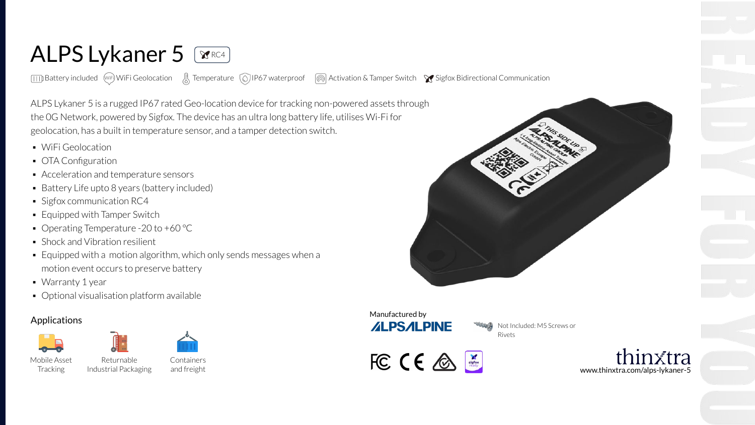# ALPS Lykaner 5 

RC4

Battery included | WiFi Geolocation | Temperature | IP67 waterproof | Activation & Tamper Switch | Sigfox Bidirectional Communication

ALPS Lykaner 5 is a rugged IP67 rated Geo-location device for tracking non-powered assets through the 0G Network, powered by Sigfox. The device has an ultra long battery life, utilises Wi-Fi for geolocation, has a built in temperature sensor, and a tamper detection switch.

- WiFi Geolocation
- OTA Configuration
- Acceleration and temperature sensors
- Battery Life upto 8 years (battery included)
- Sigfox communication RC4
- Equipped with Tamper Switch
- Operating Temperature -20 to +60 °C
- Shock and Vibration resilient
- Equipped with a motion algorithm, which only sends messages when a motion event occurs to preserve battery
- Warranty 1 year
- Optional visualisation platform available

## Applications

Mobile Asset Tracking | Returnable Industrial Packaging | Containers and freight

Manufactured by ALPSALPINE

Not Included: M5 Screws or Rivets

thinxtra
www.thinxtra.com/alps-lykaner-5

READY FOR YOU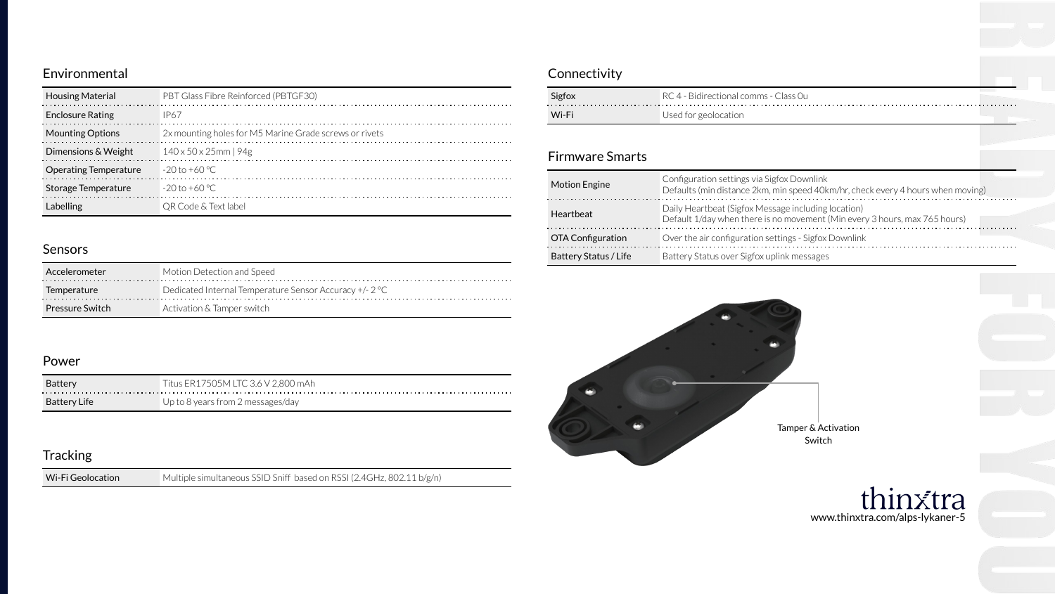## Environmental

| | |
|---|---|
| Housing Material | PBT Glass Fibre Reinforced (PBTGF30) |
| Enclosure Rating | IP67 |
| Mounting Options | 2x mounting holes for M5 Marine Grade screws or rivets |
| Dimensions & Weight | 140 x 50 x 25mm \| 94g |
| Operating Temperature | -20 to +60 °C |
| Storage Temperature | -20 to +60 °C |
| Labelling | QR Code & Text label |

## Sensors

| | |
|---|---|
| Accelerometer | Motion Detection and Speed |
| Temperature | Dedicated Internal Temperature Sensor Accuracy +/- 2 °C |
| Pressure Switch | Activation & Tamper switch |

## Power

| | |
|---|---|
| Battery | Titus ER17505M LTC 3.6 V 2,800 mAh |
| Battery Life | Up to 8 years from 2 messages/day |

## Tracking

| | |
|---|---|
| Wi-Fi Geolocation | Multiple simultaneous SSID Sniff based on RSSI (2.4GHz, 802.11 b/g/n) |

## Connectivity

| | |
|---|---|
| Sigfox | RC 4 - Bidirectional comms - Class 0u |
| Wi-Fi | Used for geolocation |

## Firmware Smarts

| | |
|---|---|
| Motion Engine | Configuration settings via Sigfox Downlink<br>Defaults (min distance 2km, min speed 40km/hr, check every 4 hours when moving) |
| Heartbeat | Daily Heartbeat (Sigfox Message including location)<br>Default 1/day when there is no movement (Min every 3 hours, max 765 hours) |
| OTA Configuration | Over the air configuration settings - Sigfox Downlink |
| Battery Status / Life | Battery Status over Sigfox uplink messages |

Tamper & Activation Switch

thinxtra
www.thinxtra.com/alps-lykaner-5

READY FOR YOU